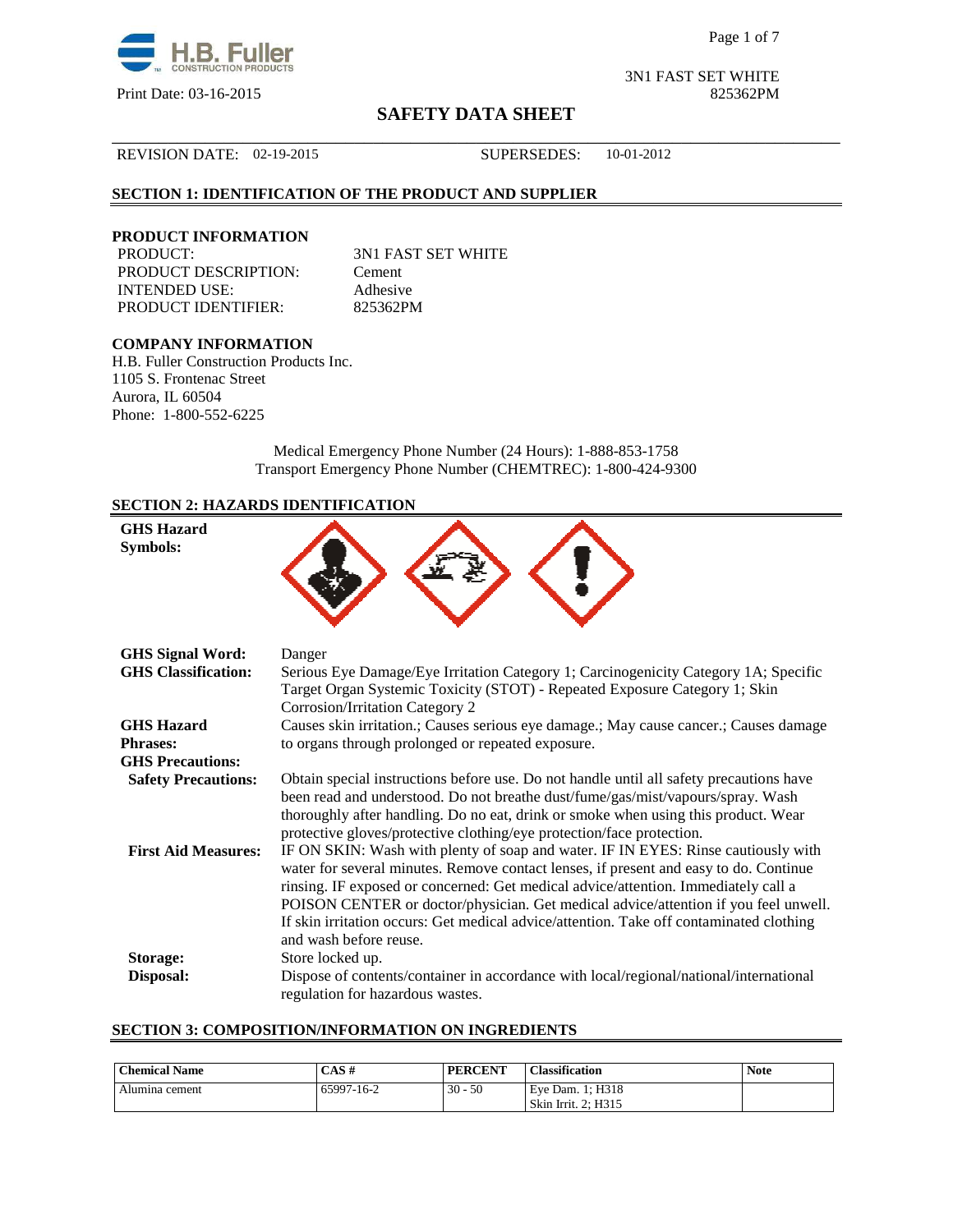H.B. Fuller Construction Products

Print Date: 03-16-2015

3N1 FAST SET WHITE
825362PM

# SAFETY DATA SHEET

REVISION DATE: 02-19-2015 SUPERSEDES: 10-01-2012

## SECTION 1: IDENTIFICATION OF THE PRODUCT AND SUPPLIER

### PRODUCT INFORMATION

PRODUCT: 3N1 FAST SET WHITE
PRODUCT DESCRIPTION: Cement
INTENDED USE: Adhesive
PRODUCT IDENTIFIER: 825362PM

### COMPANY INFORMATION

H.B. Fuller Construction Products Inc.
1105 S. Frontenac Street
Aurora, IL 60504
Phone: 1-800-552-6225

Medical Emergency Phone Number (24 Hours): 1-888-853-1758
Transport Emergency Phone Number (CHEMTREC): 1-800-424-9300

## SECTION 2: HAZARDS IDENTIFICATION

**GHS Hazard Symbols:**

**GHS Signal Word:** Danger

**GHS Classification:** Serious Eye Damage/Eye Irritation Category 1; Carcinogenicity Category 1A; Specific Target Organ Systemic Toxicity (STOT) - Repeated Exposure Category 1; Skin Corrosion/Irritation Category 2

**GHS Hazard Phrases:** Causes skin irritation.; Causes serious eye damage.; May cause cancer.; Causes damage to organs through prolonged or repeated exposure.

**GHS Precautions:**

**Safety Precautions:** Obtain special instructions before use. Do not handle until all safety precautions have been read and understood. Do not breathe dust/fume/gas/mist/vapours/spray. Wash thoroughly after handling. Do no eat, drink or smoke when using this product. Wear protective gloves/protective clothing/eye protection/face protection.

**First Aid Measures:** IF ON SKIN: Wash with plenty of soap and water. IF IN EYES: Rinse cautiously with water for several minutes. Remove contact lenses, if present and easy to do. Continue rinsing. IF exposed or concerned: Get medical advice/attention. Immediately call a POISON CENTER or doctor/physician. Get medical advice/attention if you feel unwell. If skin irritation occurs: Get medical advice/attention. Take off contaminated clothing and wash before reuse.

**Storage:** Store locked up.

**Disposal:** Dispose of contents/container in accordance with local/regional/national/international regulation for hazardous wastes.

## SECTION 3: COMPOSITION/INFORMATION ON INGREDIENTS

| Chemical Name | CAS # | PERCENT | Classification | Note |
|---|---|---|---|---|
| Alumina cement | 65997-16-2 | 30 - 50 | Eye Dam. 1; H318<br>Skin Irrit. 2; H315 | |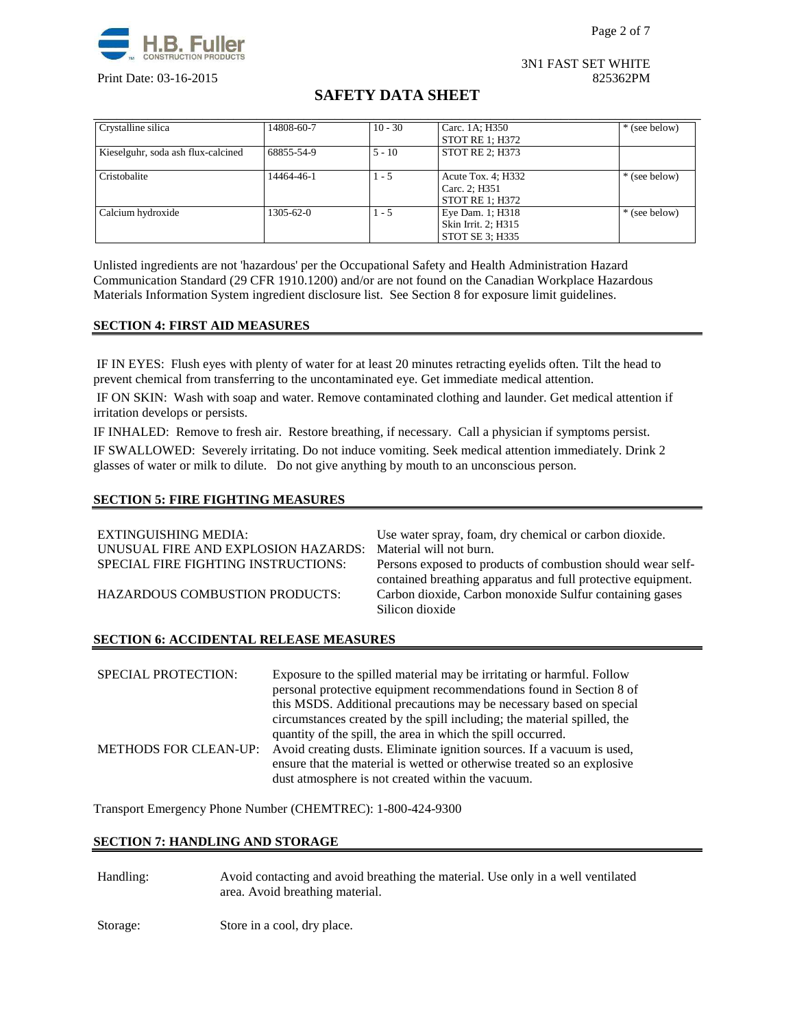| Crystalline silica | 14808-60-7 | 10 - 30 | Carc. 1A; H350<br>STOT RE 1; H372 | * (see below) |
|---|---|---|---|---|
| Kieselguhr, soda ash flux-calcined | 68855-54-9 | 5 - 10 | STOT RE 2; H373 | |
| Cristobalite | 14464-46-1 | 1 - 5 | Acute Tox. 4; H332<br>Carc. 2; H351<br>STOT RE 1; H372 | * (see below) |
| Calcium hydroxide | 1305-62-0 | 1 - 5 | Eye Dam. 1; H318<br>Skin Irrit. 2; H315<br>STOT SE 3; H335 | * (see below) |

Unlisted ingredients are not 'hazardous' per the Occupational Safety and Health Administration Hazard Communication Standard (29 CFR 1910.1200) and/or are not found on the Canadian Workplace Hazardous Materials Information System ingredient disclosure list. See Section 8 for exposure limit guidelines.

## SECTION 4: FIRST AID MEASURES

IF IN EYES: Flush eyes with plenty of water for at least 20 minutes retracting eyelids often. Tilt the head to prevent chemical from transferring to the uncontaminated eye. Get immediate medical attention.

IF ON SKIN: Wash with soap and water. Remove contaminated clothing and launder. Get medical attention if irritation develops or persists.

IF INHALED: Remove to fresh air. Restore breathing, if necessary. Call a physician if symptoms persist.

IF SWALLOWED: Severely irritating. Do not induce vomiting. Seek medical attention immediately. Drink 2 glasses of water or milk to dilute. Do not give anything by mouth to an unconscious person.

## SECTION 5: FIRE FIGHTING MEASURES

EXTINGUISHING MEDIA: Use water spray, foam, dry chemical or carbon dioxide.

UNUSUAL FIRE AND EXPLOSION HAZARDS: Material will not burn.

SPECIAL FIRE FIGHTING INSTRUCTIONS: Persons exposed to products of combustion should wear self-contained breathing apparatus and full protective equipment.

HAZARDOUS COMBUSTION PRODUCTS: Carbon dioxide, Carbon monoxide Sulfur containing gases Silicon dioxide

## SECTION 6: ACCIDENTAL RELEASE MEASURES

SPECIAL PROTECTION: Exposure to the spilled material may be irritating or harmful. Follow personal protective equipment recommendations found in Section 8 of this MSDS. Additional precautions may be necessary based on special circumstances created by the spill including; the material spilled, the quantity of the spill, the area in which the spill occurred.

METHODS FOR CLEAN-UP: Avoid creating dusts. Eliminate ignition sources. If a vacuum is used, ensure that the material is wetted or otherwise treated so an explosive dust atmosphere is not created within the vacuum.

Transport Emergency Phone Number (CHEMTREC): 1-800-424-9300

## SECTION 7: HANDLING AND STORAGE

Handling: Avoid contacting and avoid breathing the material. Use only in a well ventilated area. Avoid breathing material.

Storage: Store in a cool, dry place.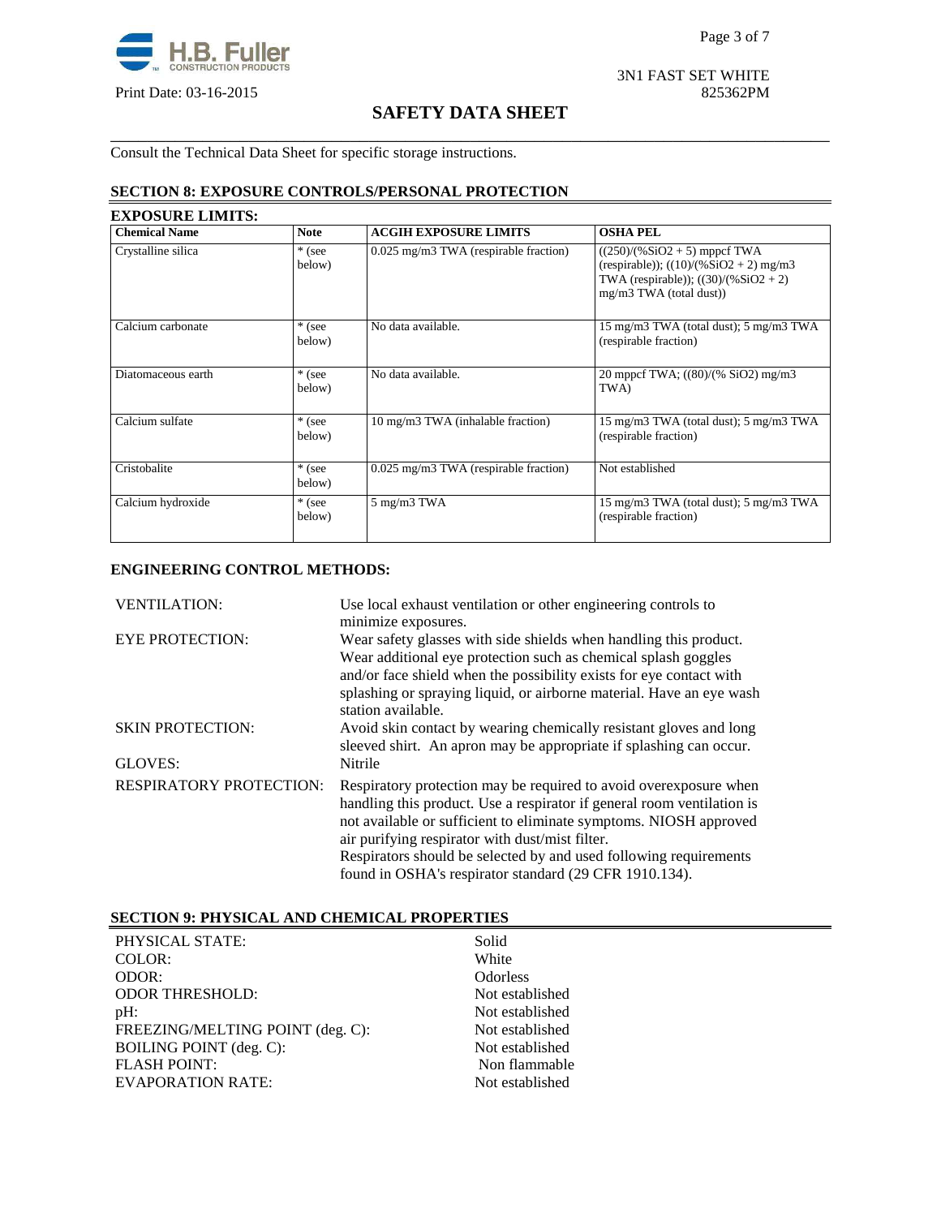Consult the Technical Data Sheet for specific storage instructions.

## SECTION 8: EXPOSURE CONTROLS/PERSONAL PROTECTION

**EXPOSURE LIMITS:**

| Chemical Name | Note | ACGIH EXPOSURE LIMITS | OSHA PEL |
|---|---|---|---|
| Crystalline silica | * (see below) | 0.025 mg/m3 TWA (respirable fraction) | ((250)/(%SiO2 + 5) mppcf TWA (respirable)); ((10)/(%SiO2 + 2) mg/m3 TWA (respirable)); ((30)/(%SiO2 + 2) mg/m3 TWA (total dust)) |
| Calcium carbonate | * (see below) | No data available. | 15 mg/m3 TWA (total dust); 5 mg/m3 TWA (respirable fraction) |
| Diatomaceous earth | * (see below) | No data available. | 20 mppcf TWA; ((80)/(% SiO2) mg/m3 TWA) |
| Calcium sulfate | * (see below) | 10 mg/m3 TWA (inhalable fraction) | 15 mg/m3 TWA (total dust); 5 mg/m3 TWA (respirable fraction) |
| Cristobalite | * (see below) | 0.025 mg/m3 TWA (respirable fraction) | Not established |
| Calcium hydroxide | * (see below) | 5 mg/m3 TWA | 15 mg/m3 TWA (total dust); 5 mg/m3 TWA (respirable fraction) |

**ENGINEERING CONTROL METHODS:**

| | |
|---|---|
| VENTILATION: | Use local exhaust ventilation or other engineering controls to minimize exposures. |
| EYE PROTECTION: | Wear safety glasses with side shields when handling this product. Wear additional eye protection such as chemical splash goggles and/or face shield when the possibility exists for eye contact with splashing or spraying liquid, or airborne material. Have an eye wash station available. |
| SKIN PROTECTION: | Avoid skin contact by wearing chemically resistant gloves and long sleeved shirt. An apron may be appropriate if splashing can occur. |
| GLOVES: | Nitrile |
| RESPIRATORY PROTECTION: | Respiratory protection may be required to avoid overexposure when handling this product. Use a respirator if general room ventilation is not available or sufficient to eliminate symptoms. NIOSH approved air purifying respirator with dust/mist filter. Respirators should be selected by and used following requirements found in OSHA's respirator standard (29 CFR 1910.134). |

## SECTION 9: PHYSICAL AND CHEMICAL PROPERTIES

| | |
|---|---|
| PHYSICAL STATE: | Solid |
| COLOR: | White |
| ODOR: | Odorless |
| ODOR THRESHOLD: | Not established |
| pH: | Not established |
| FREEZING/MELTING POINT (deg. C): | Not established |
| BOILING POINT (deg. C): | Not established |
| FLASH POINT: | Non flammable |
| EVAPORATION RATE: | Not established |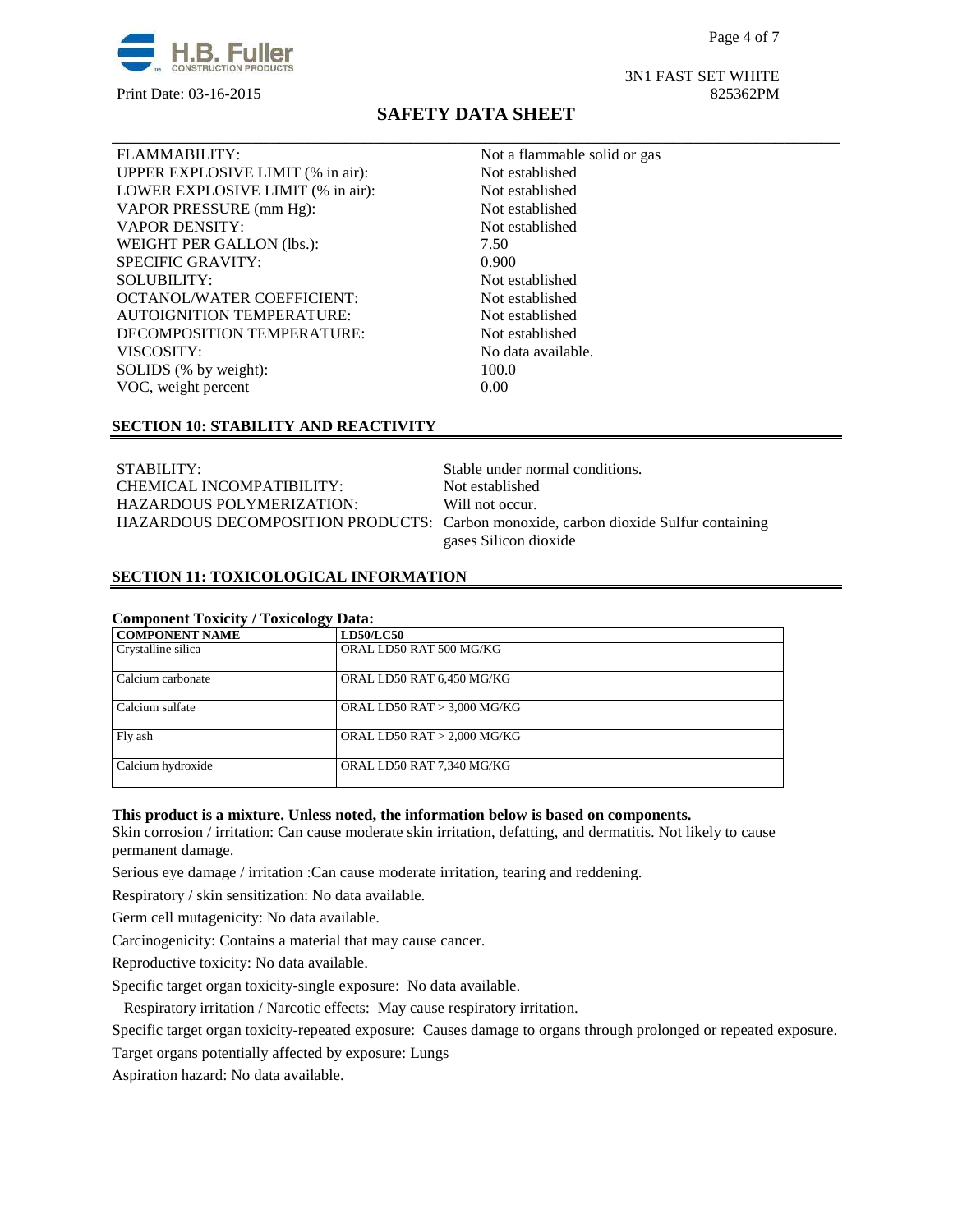| | |
|---|---|
| FLAMMABILITY: | Not a flammable solid or gas |
| UPPER EXPLOSIVE LIMIT (% in air): | Not established |
| LOWER EXPLOSIVE LIMIT (% in air): | Not established |
| VAPOR PRESSURE (mm Hg): | Not established |
| VAPOR DENSITY: | Not established |
| WEIGHT PER GALLON (lbs.): | 7.50 |
| SPECIFIC GRAVITY: | 0.900 |
| SOLUBILITY: | Not established |
| OCTANOL/WATER COEFFICIENT: | Not established |
| AUTOIGNITION TEMPERATURE: | Not established |
| DECOMPOSITION TEMPERATURE: | Not established |
| VISCOSITY: | No data available. |
| SOLIDS (% by weight): | 100.0 |
| VOC, weight percent | 0.00 |

## SECTION 10: STABILITY AND REACTIVITY

| | |
|---|---|
| STABILITY: | Stable under normal conditions. |
| CHEMICAL INCOMPATIBILITY: | Not established |
| HAZARDOUS POLYMERIZATION: | Will not occur. |
| HAZARDOUS DECOMPOSITION PRODUCTS: | Carbon monoxide, carbon dioxide Sulfur containing gases Silicon dioxide |

## SECTION 11: TOXICOLOGICAL INFORMATION

**Component Toxicity / Toxicology Data:**

| COMPONENT NAME | LD50/LC50 |
|---|---|
| Crystalline silica | ORAL LD50 RAT 500 MG/KG |
| Calcium carbonate | ORAL LD50 RAT 6,450 MG/KG |
| Calcium sulfate | ORAL LD50 RAT > 3,000 MG/KG |
| Fly ash | ORAL LD50 RAT > 2,000 MG/KG |
| Calcium hydroxide | ORAL LD50 RAT 7,340 MG/KG |

**This product is a mixture. Unless noted, the information below is based on components.**

Skin corrosion / irritation: Can cause moderate skin irritation, defatting, and dermatitis. Not likely to cause permanent damage.

Serious eye damage / irritation :Can cause moderate irritation, tearing and reddening.

Respiratory / skin sensitization: No data available.

Germ cell mutagenicity: No data available.

Carcinogenicity: Contains a material that may cause cancer.

Reproductive toxicity: No data available.

Specific target organ toxicity-single exposure: No data available.

Respiratory irritation / Narcotic effects: May cause respiratory irritation.

Specific target organ toxicity-repeated exposure: Causes damage to organs through prolonged or repeated exposure.

Target organs potentially affected by exposure: Lungs

Aspiration hazard: No data available.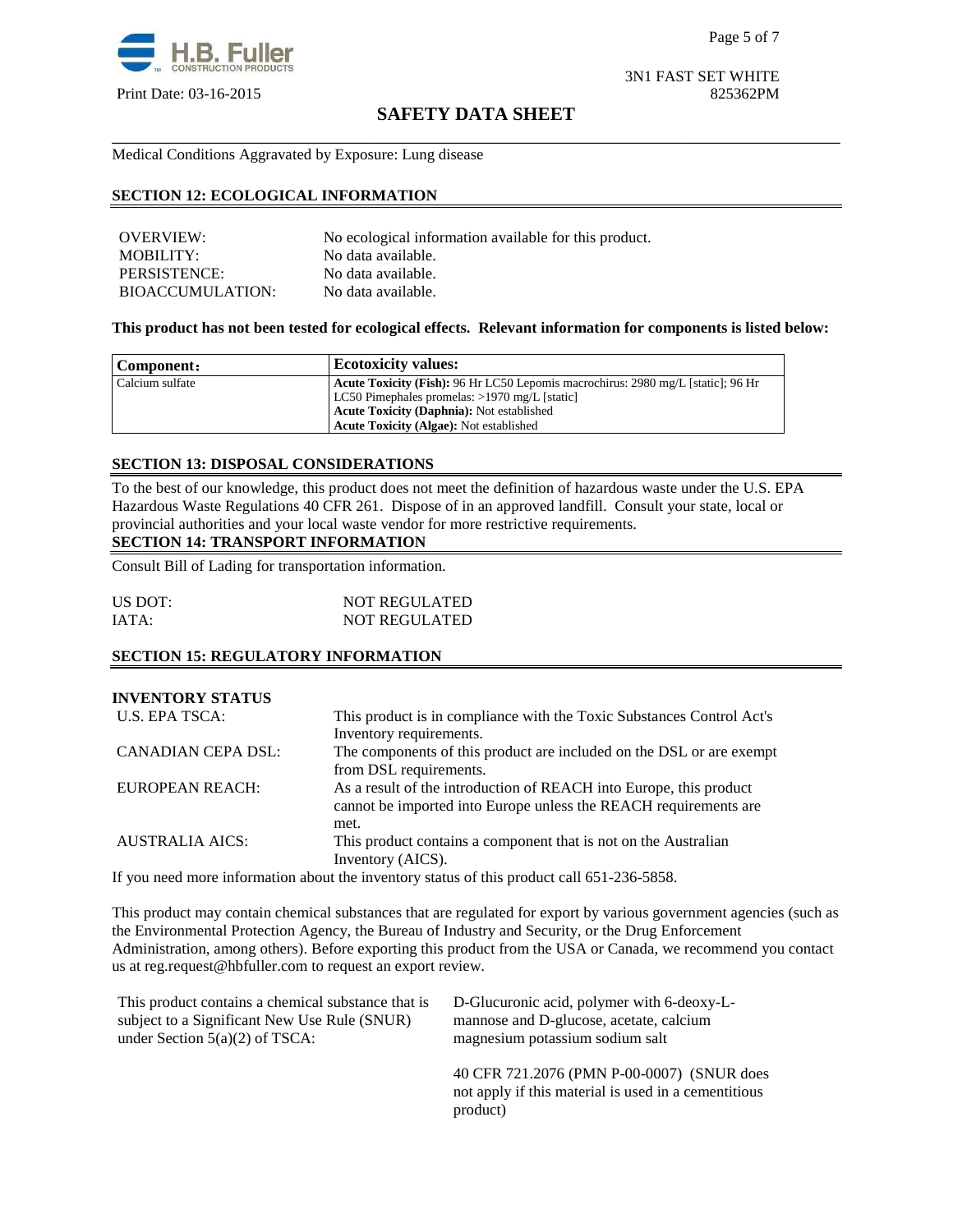Medical Conditions Aggravated by Exposure: Lung disease

## SECTION 12: ECOLOGICAL INFORMATION

| | |
|---|---|
| OVERVIEW: | No ecological information available for this product. |
| MOBILITY: | No data available. |
| PERSISTENCE: | No data available. |
| BIOACCUMULATION: | No data available. |

**This product has not been tested for ecological effects. Relevant information for components is listed below:**

| Component: | Ecotoxicity values: |
|---|---|
| Calcium sulfate | **Acute Toxicity (Fish):** 96 Hr LC50 Lepomis macrochirus: 2980 mg/L [static]; 96 Hr LC50 Pimephales promelas: >1970 mg/L [static]<br>**Acute Toxicity (Daphnia):** Not established<br>**Acute Toxicity (Algae):** Not established |

## SECTION 13: DISPOSAL CONSIDERATIONS

To the best of our knowledge, this product does not meet the definition of hazardous waste under the U.S. EPA Hazardous Waste Regulations 40 CFR 261. Dispose of in an approved landfill. Consult your state, local or provincial authorities and your local waste vendor for more restrictive requirements.

## SECTION 14: TRANSPORT INFORMATION

Consult Bill of Lading for transportation information.

| | |
|---|---|
| US DOT: | NOT REGULATED |
| IATA: | NOT REGULATED |

## SECTION 15: REGULATORY INFORMATION

**INVENTORY STATUS**

| | |
|---|---|
| U.S. EPA TSCA: | This product is in compliance with the Toxic Substances Control Act's Inventory requirements. |
| CANADIAN CEPA DSL: | The components of this product are included on the DSL or are exempt from DSL requirements. |
| EUROPEAN REACH: | As a result of the introduction of REACH into Europe, this product cannot be imported into Europe unless the REACH requirements are met. |
| AUSTRALIA AICS: | This product contains a component that is not on the Australian Inventory (AICS). |

If you need more information about the inventory status of this product call 651-236-5858.

This product may contain chemical substances that are regulated for export by various government agencies (such as the Environmental Protection Agency, the Bureau of Industry and Security, or the Drug Enforcement Administration, among others). Before exporting this product from the USA or Canada, we recommend you contact us at reg.request@hbfuller.com to request an export review.

| | |
|---|---|
| This product contains a chemical substance that is subject to a Significant New Use Rule (SNUR) under Section 5(a)(2) of TSCA: | D-Glucuronic acid, polymer with 6-deoxy-L-mannose and D-glucose, acetate, calcium magnesium potassium sodium salt<br><br>40 CFR 721.2076 (PMN P-00-0007) (SNUR does not apply if this material is used in a cementitious product) |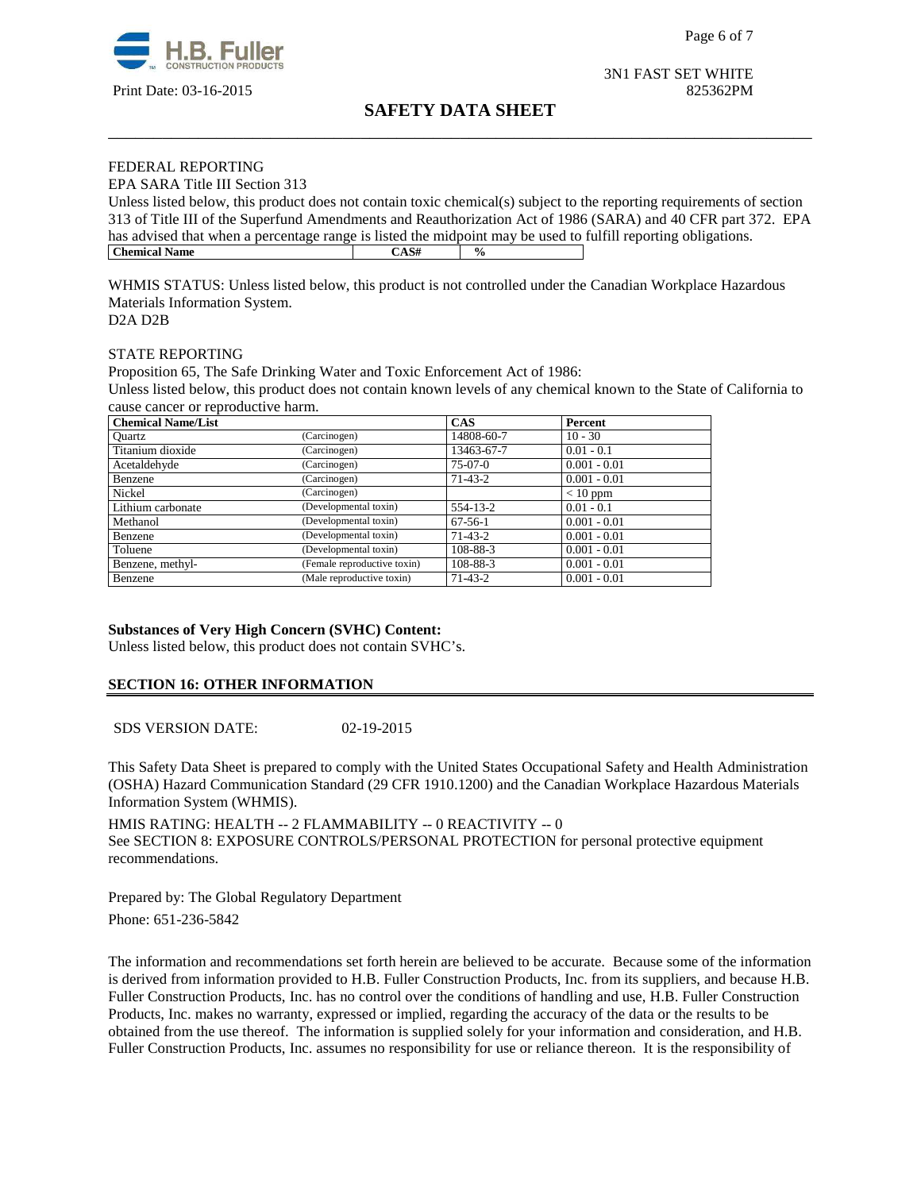FEDERAL REPORTING

EPA SARA Title III Section 313

Unless listed below, this product does not contain toxic chemical(s) subject to the reporting requirements of section 313 of Title III of the Superfund Amendments and Reauthorization Act of 1986 (SARA) and 40 CFR part 372. EPA has advised that when a percentage range is listed the midpoint may be used to fulfill reporting obligations.

| Chemical Name | CAS# | % |
|---|---|---|

WHMIS STATUS: Unless listed below, this product is not controlled under the Canadian Workplace Hazardous Materials Information System.

D2A D2B

STATE REPORTING

Proposition 65, The Safe Drinking Water and Toxic Enforcement Act of 1986:

Unless listed below, this product does not contain known levels of any chemical known to the State of California to cause cancer or reproductive harm.

| Chemical Name/List | | CAS | Percent |
|---|---|---|---|
| Quartz | (Carcinogen) | 14808-60-7 | 10 - 30 |
| Titanium dioxide | (Carcinogen) | 13463-67-7 | 0.01 - 0.1 |
| Acetaldehyde | (Carcinogen) | 75-07-0 | 0.001 - 0.01 |
| Benzene | (Carcinogen) | 71-43-2 | 0.001 - 0.01 |
| Nickel | (Carcinogen) | | < 10 ppm |
| Lithium carbonate | (Developmental toxin) | 554-13-2 | 0.01 - 0.1 |
| Methanol | (Developmental toxin) | 67-56-1 | 0.001 - 0.01 |
| Benzene | (Developmental toxin) | 71-43-2 | 0.001 - 0.01 |
| Toluene | (Developmental toxin) | 108-88-3 | 0.001 - 0.01 |
| Benzene, methyl- | (Female reproductive toxin) | 108-88-3 | 0.001 - 0.01 |
| Benzene | (Male reproductive toxin) | 71-43-2 | 0.001 - 0.01 |

**Substances of Very High Concern (SVHC) Content:**

Unless listed below, this product does not contain SVHC's.

## SECTION 16: OTHER INFORMATION

SDS VERSION DATE: 02-19-2015

This Safety Data Sheet is prepared to comply with the United States Occupational Safety and Health Administration (OSHA) Hazard Communication Standard (29 CFR 1910.1200) and the Canadian Workplace Hazardous Materials Information System (WHMIS).

HMIS RATING: HEALTH -- 2 FLAMMABILITY -- 0 REACTIVITY -- 0

See SECTION 8: EXPOSURE CONTROLS/PERSONAL PROTECTION for personal protective equipment recommendations.

Prepared by: The Global Regulatory Department

Phone: 651-236-5842

The information and recommendations set forth herein are believed to be accurate. Because some of the information is derived from information provided to H.B. Fuller Construction Products, Inc. from its suppliers, and because H.B. Fuller Construction Products, Inc. has no control over the conditions of handling and use, H.B. Fuller Construction Products, Inc. makes no warranty, expressed or implied, regarding the accuracy of the data or the results to be obtained from the use thereof. The information is supplied solely for your information and consideration, and H.B. Fuller Construction Products, Inc. assumes no responsibility for use or reliance thereon. It is the responsibility of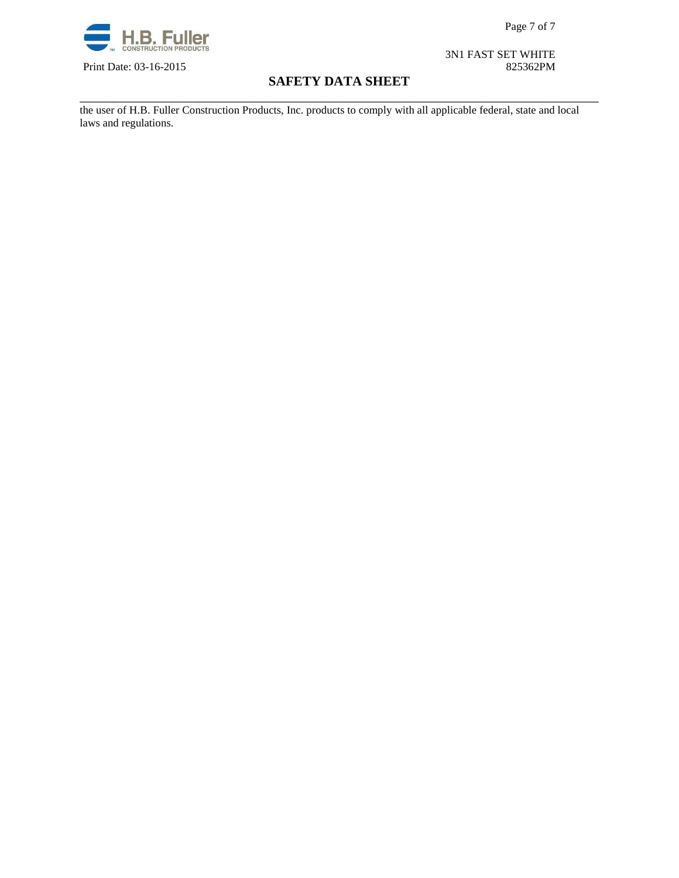the user of H.B. Fuller Construction Products, Inc. products to comply with all applicable federal, state and local laws and regulations.